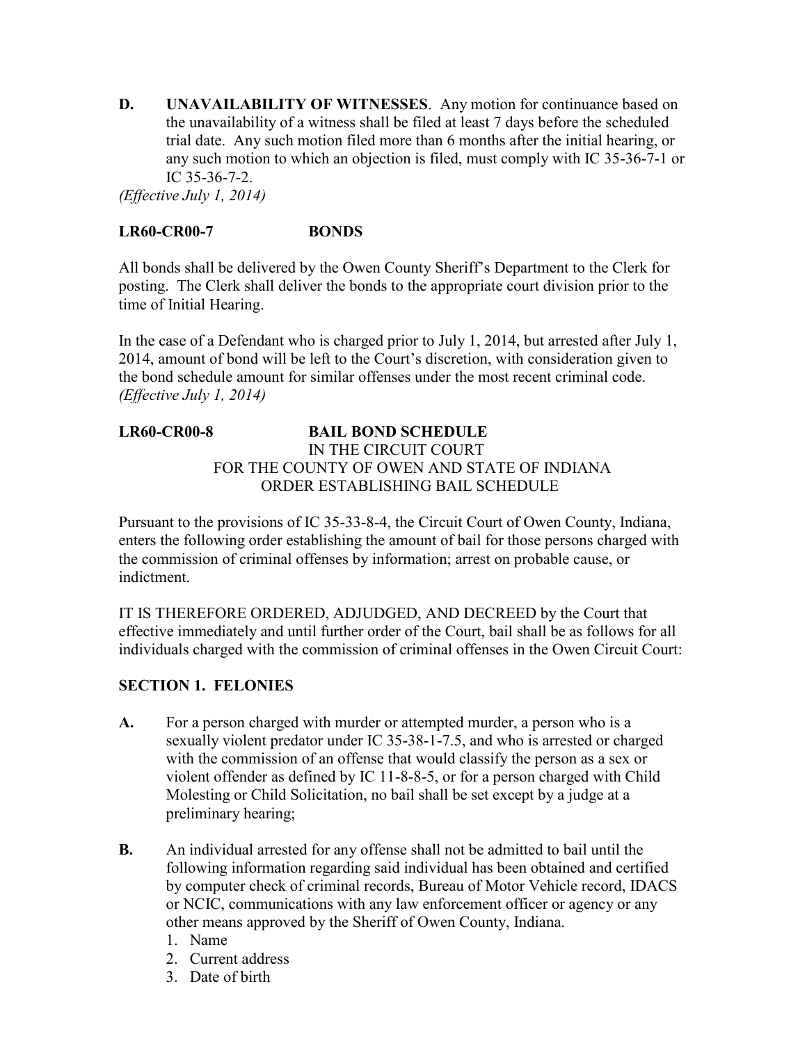**D. UNAVAILABILITY OF WITNESSES**. Any motion for continuance based on the unavailability of a witness shall be filed at least 7 days before the scheduled trial date. Any such motion filed more than 6 months after the initial hearing, or any such motion to which an objection is filed, must comply with IC 35-36-7-1 or IC 35-36-7-2.

*(Effective July 1, 2014)*

**LR60-CR00-7 BONDS**

All bonds shall be delivered by the Owen County Sheriff's Department to the Clerk for posting. The Clerk shall deliver the bonds to the appropriate court division prior to the time of Initial Hearing.

In the case of a Defendant who is charged prior to July 1, 2014, but arrested after July 1, 2014, amount of bond will be left to the Court's discretion, with consideration given to the bond schedule amount for similar offenses under the most recent criminal code.

*(Effective July 1, 2014)*

**LR60-CR00-8 BAIL BOND SCHEDULE**

IN THE CIRCUIT COURT
FOR THE COUNTY OF OWEN AND STATE OF INDIANA
ORDER ESTABLISHING BAIL SCHEDULE

Pursuant to the provisions of IC 35-33-8-4, the Circuit Court of Owen County, Indiana, enters the following order establishing the amount of bail for those persons charged with the commission of criminal offenses by information; arrest on probable cause, or indictment.

IT IS THEREFORE ORDERED, ADJUDGED, AND DECREED by the Court that effective immediately and until further order of the Court, bail shall be as follows for all individuals charged with the commission of criminal offenses in the Owen Circuit Court:

**SECTION 1. FELONIES**

**A.** For a person charged with murder or attempted murder, a person who is a sexually violent predator under IC 35-38-1-7.5, and who is arrested or charged with the commission of an offense that would classify the person as a sex or violent offender as defined by IC 11-8-8-5, or for a person charged with Child Molesting or Child Solicitation, no bail shall be set except by a judge at a preliminary hearing;

**B.** An individual arrested for any offense shall not be admitted to bail until the following information regarding said individual has been obtained and certified by computer check of criminal records, Bureau of Motor Vehicle record, IDACS or NCIC, communications with any law enforcement officer or agency or any other means approved by the Sheriff of Owen County, Indiana.

1. Name
2. Current address
3. Date of birth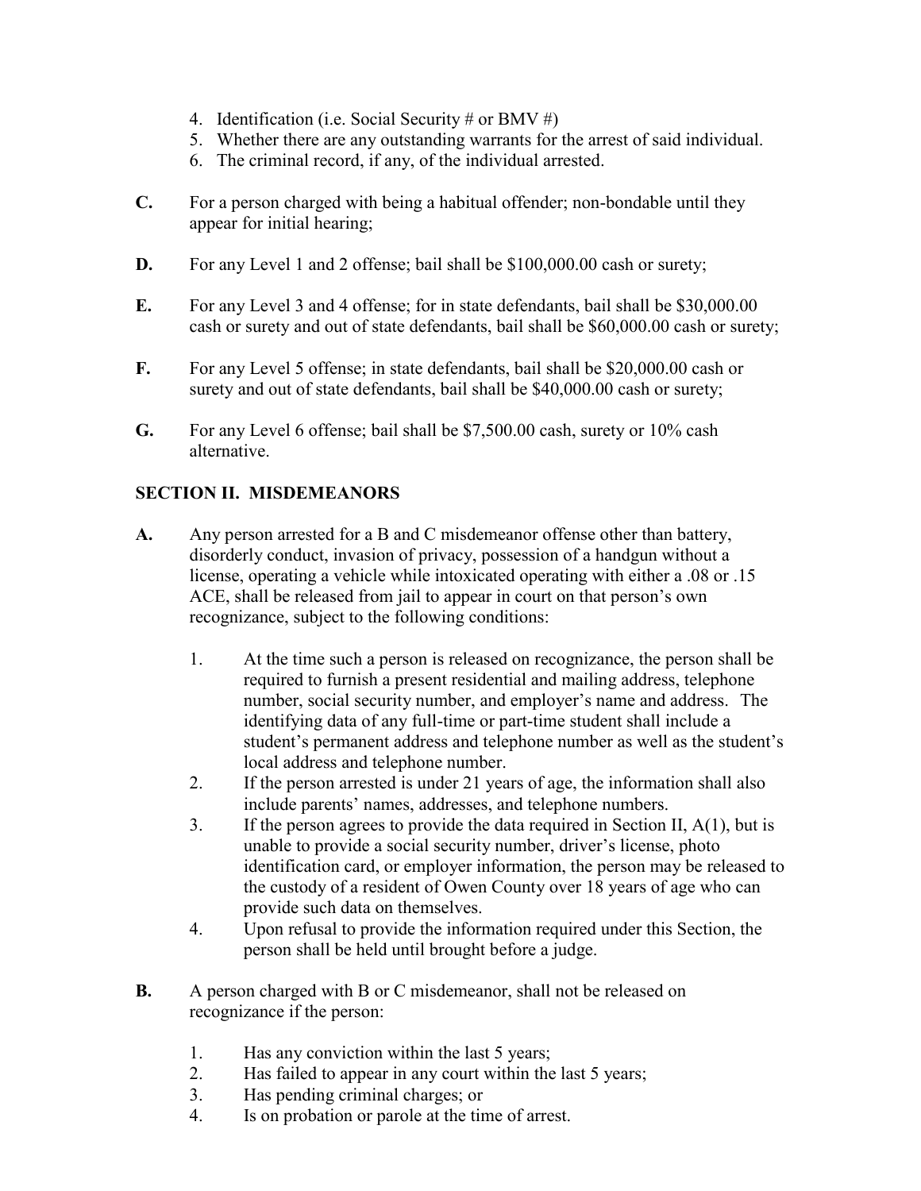4. Identification (i.e. Social Security # or BMV #)
5. Whether there are any outstanding warrants for the arrest of said individual.
6. The criminal record, if any, of the individual arrested.

**C.** For a person charged with being a habitual offender; non-bondable until they appear for initial hearing;

**D.** For any Level 1 and 2 offense; bail shall be $100,000.00 cash or surety;

**E.** For any Level 3 and 4 offense; for in state defendants, bail shall be $30,000.00 cash or surety and out of state defendants, bail shall be $60,000.00 cash or surety;

**F.** For any Level 5 offense; in state defendants, bail shall be $20,000.00 cash or surety and out of state defendants, bail shall be $40,000.00 cash or surety;

**G.** For any Level 6 offense; bail shall be $7,500.00 cash, surety or 10% cash alternative.

## SECTION II. MISDEMEANORS

**A.** Any person arrested for a B and C misdemeanor offense other than battery, disorderly conduct, invasion of privacy, possession of a handgun without a license, operating a vehicle while intoxicated operating with either a .08 or .15 ACE, shall be released from jail to appear in court on that person's own recognizance, subject to the following conditions:

1. At the time such a person is released on recognizance, the person shall be required to furnish a present residential and mailing address, telephone number, social security number, and employer's name and address. The identifying data of any full-time or part-time student shall include a student's permanent address and telephone number as well as the student's local address and telephone number.
2. If the person arrested is under 21 years of age, the information shall also include parents' names, addresses, and telephone numbers.
3. If the person agrees to provide the data required in Section II, A(1), but is unable to provide a social security number, driver's license, photo identification card, or employer information, the person may be released to the custody of a resident of Owen County over 18 years of age who can provide such data on themselves.
4. Upon refusal to provide the information required under this Section, the person shall be held until brought before a judge.

**B.** A person charged with B or C misdemeanor, shall not be released on recognizance if the person:

1. Has any conviction within the last 5 years;
2. Has failed to appear in any court within the last 5 years;
3. Has pending criminal charges; or
4. Is on probation or parole at the time of arrest.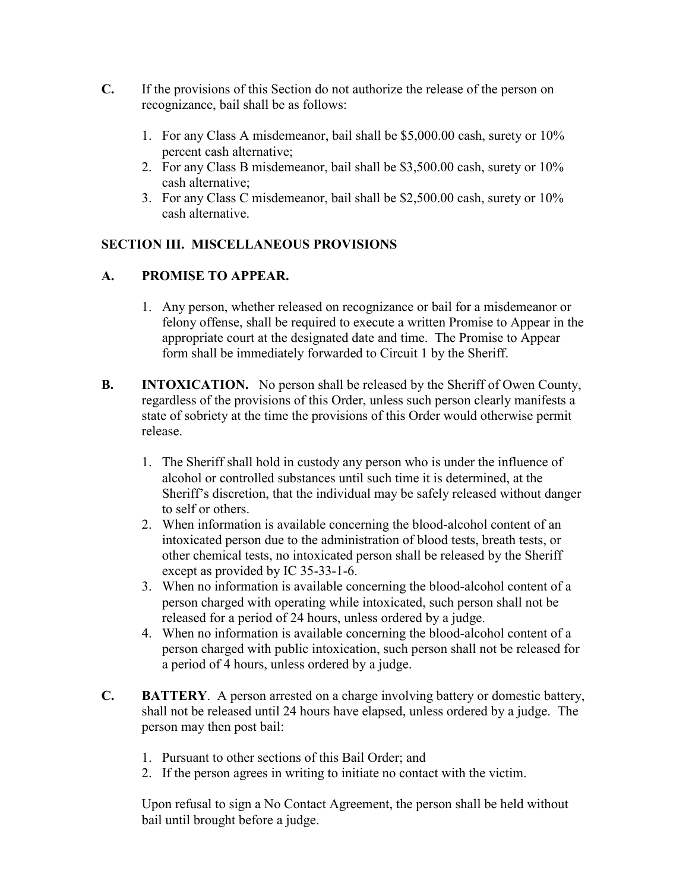**C.** If the provisions of this Section do not authorize the release of the person on recognizance, bail shall be as follows:

1. For any Class A misdemeanor, bail shall be $5,000.00 cash, surety or 10% percent cash alternative;
2. For any Class B misdemeanor, bail shall be $3,500.00 cash, surety or 10% cash alternative;
3. For any Class C misdemeanor, bail shall be $2,500.00 cash, surety or 10% cash alternative.

## SECTION III. MISCELLANEOUS PROVISIONS

**A. PROMISE TO APPEAR.**

1. Any person, whether released on recognizance or bail for a misdemeanor or felony offense, shall be required to execute a written Promise to Appear in the appropriate court at the designated date and time. The Promise to Appear form shall be immediately forwarded to Circuit 1 by the Sheriff.

**B. INTOXICATION.** No person shall be released by the Sheriff of Owen County, regardless of the provisions of this Order, unless such person clearly manifests a state of sobriety at the time the provisions of this Order would otherwise permit release.

1. The Sheriff shall hold in custody any person who is under the influence of alcohol or controlled substances until such time it is determined, at the Sheriff's discretion, that the individual may be safely released without danger to self or others.
2. When information is available concerning the blood-alcohol content of an intoxicated person due to the administration of blood tests, breath tests, or other chemical tests, no intoxicated person shall be released by the Sheriff except as provided by IC 35-33-1-6.
3. When no information is available concerning the blood-alcohol content of a person charged with operating while intoxicated, such person shall not be released for a period of 24 hours, unless ordered by a judge.
4. When no information is available concerning the blood-alcohol content of a person charged with public intoxication, such person shall not be released for a period of 4 hours, unless ordered by a judge.

**C. BATTERY**. A person arrested on a charge involving battery or domestic battery, shall not be released until 24 hours have elapsed, unless ordered by a judge. The person may then post bail:

1. Pursuant to other sections of this Bail Order; and
2. If the person agrees in writing to initiate no contact with the victim.

Upon refusal to sign a No Contact Agreement, the person shall be held without bail until brought before a judge.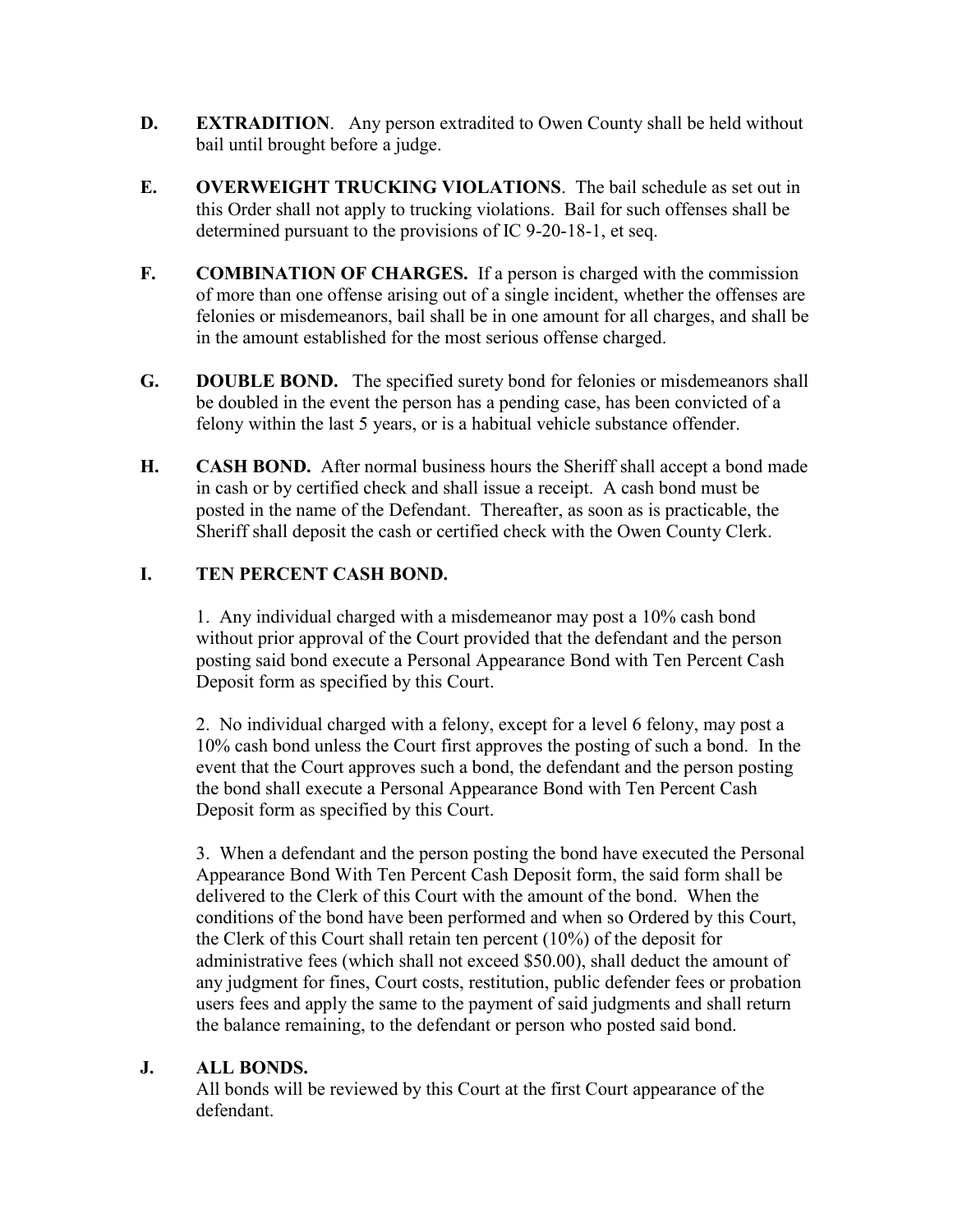**D. EXTRADITION**. Any person extradited to Owen County shall be held without bail until brought before a judge.

**E. OVERWEIGHT TRUCKING VIOLATIONS**. The bail schedule as set out in this Order shall not apply to trucking violations. Bail for such offenses shall be determined pursuant to the provisions of IC 9-20-18-1, et seq.

**F. COMBINATION OF CHARGES.** If a person is charged with the commission of more than one offense arising out of a single incident, whether the offenses are felonies or misdemeanors, bail shall be in one amount for all charges, and shall be in the amount established for the most serious offense charged.

**G. DOUBLE BOND.** The specified surety bond for felonies or misdemeanors shall be doubled in the event the person has a pending case, has been convicted of a felony within the last 5 years, or is a habitual vehicle substance offender.

**H. CASH BOND.** After normal business hours the Sheriff shall accept a bond made in cash or by certified check and shall issue a receipt. A cash bond must be posted in the name of the Defendant. Thereafter, as soon as is practicable, the Sheriff shall deposit the cash or certified check with the Owen County Clerk.

**I. TEN PERCENT CASH BOND.**

1. Any individual charged with a misdemeanor may post a 10% cash bond without prior approval of the Court provided that the defendant and the person posting said bond execute a Personal Appearance Bond with Ten Percent Cash Deposit form as specified by this Court.

2. No individual charged with a felony, except for a level 6 felony, may post a 10% cash bond unless the Court first approves the posting of such a bond. In the event that the Court approves such a bond, the defendant and the person posting the bond shall execute a Personal Appearance Bond with Ten Percent Cash Deposit form as specified by this Court.

3. When a defendant and the person posting the bond have executed the Personal Appearance Bond With Ten Percent Cash Deposit form, the said form shall be delivered to the Clerk of this Court with the amount of the bond. When the conditions of the bond have been performed and when so Ordered by this Court, the Clerk of this Court shall retain ten percent (10%) of the deposit for administrative fees (which shall not exceed $50.00), shall deduct the amount of any judgment for fines, Court costs, restitution, public defender fees or probation users fees and apply the same to the payment of said judgments and shall return the balance remaining, to the defendant or person who posted said bond.

**J. ALL BONDS.**

All bonds will be reviewed by this Court at the first Court appearance of the defendant.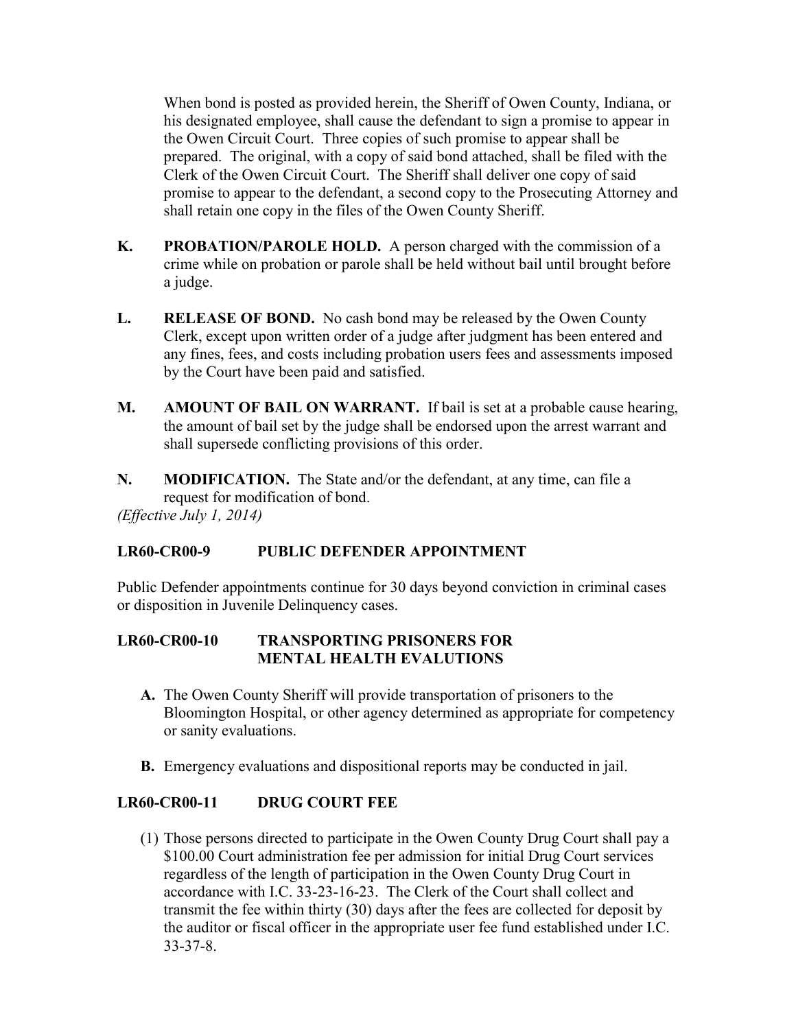When bond is posted as provided herein, the Sheriff of Owen County, Indiana, or his designated employee, shall cause the defendant to sign a promise to appear in the Owen Circuit Court. Three copies of such promise to appear shall be prepared. The original, with a copy of said bond attached, shall be filed with the Clerk of the Owen Circuit Court. The Sheriff shall deliver one copy of said promise to appear to the defendant, a second copy to the Prosecuting Attorney and shall retain one copy in the files of the Owen County Sheriff.

**K. PROBATION/PAROLE HOLD.** A person charged with the commission of a crime while on probation or parole shall be held without bail until brought before a judge.

**L. RELEASE OF BOND.** No cash bond may be released by the Owen County Clerk, except upon written order of a judge after judgment has been entered and any fines, fees, and costs including probation users fees and assessments imposed by the Court have been paid and satisfied.

**M. AMOUNT OF BAIL ON WARRANT.** If bail is set at a probable cause hearing, the amount of bail set by the judge shall be endorsed upon the arrest warrant and shall supersede conflicting provisions of this order.

**N. MODIFICATION.** The State and/or the defendant, at any time, can file a request for modification of bond.

*(Effective July 1, 2014)*

### LR60-CR00-9 PUBLIC DEFENDER APPOINTMENT

Public Defender appointments continue for 30 days beyond conviction in criminal cases or disposition in Juvenile Delinquency cases.

### LR60-CR00-10 TRANSPORTING PRISONERS FOR MENTAL HEALTH EVALUTIONS

**A.** The Owen County Sheriff will provide transportation of prisoners to the Bloomington Hospital, or other agency determined as appropriate for competency or sanity evaluations.

**B.** Emergency evaluations and dispositional reports may be conducted in jail.

### LR60-CR00-11 DRUG COURT FEE

(1) Those persons directed to participate in the Owen County Drug Court shall pay a $100.00 Court administration fee per admission for initial Drug Court services regardless of the length of participation in the Owen County Drug Court in accordance with I.C. 33-23-16-23. The Clerk of the Court shall collect and transmit the fee within thirty (30) days after the fees are collected for deposit by the auditor or fiscal officer in the appropriate user fee fund established under I.C. 33-37-8.